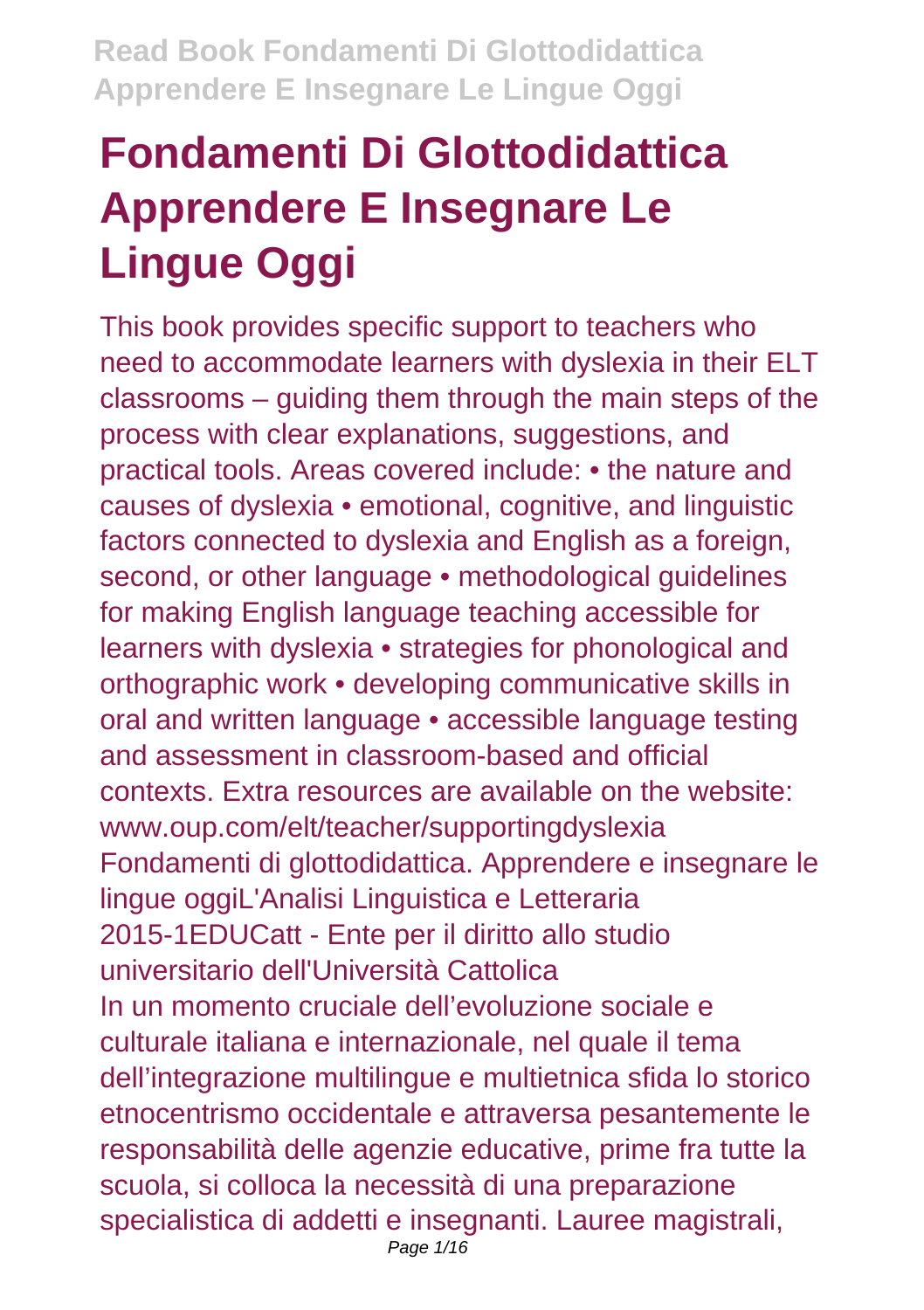# Fondamenti Di Glottodidattica Apprendere E Insegnare Le Lingue Oggi

This book provides specific support to teachers who need to accommodate learners with dyslexia in their ELT classrooms – guiding them through the main steps of the process with clear explanations, suggestions, and practical tools. Areas covered include: • the nature and causes of dyslexia • emotional, cognitive, and linguistic factors connected to dyslexia and English as a foreign, second, or other language • methodological guidelines for making English language teaching accessible for learners with dyslexia • strategies for phonological and orthographic work • developing communicative skills in oral and written language • accessible language testing and assessment in classroom-based and official contexts. Extra resources are available on the website: www.oup.com/elt/teacher/supportingdyslexia

Fondamenti di glottodidattica. Apprendere e insegnare le lingue oggiL'Analisi Linguistica e Letteraria 2015-1EDUCatt - Ente per il diritto allo studio universitario dell'Università Cattolica

In un momento cruciale dell'evoluzione sociale e culturale italiana e internazionale, nel quale il tema dell'integrazione multilingue e multietnica sfida lo storico etnocentrismo occidentale e attraversa pesantemente le responsabilità delle agenzie educative, prime fra tutte la scuola, si colloca la necessità di una preparazione specialistica di addetti e insegnanti. Lauree magistrali,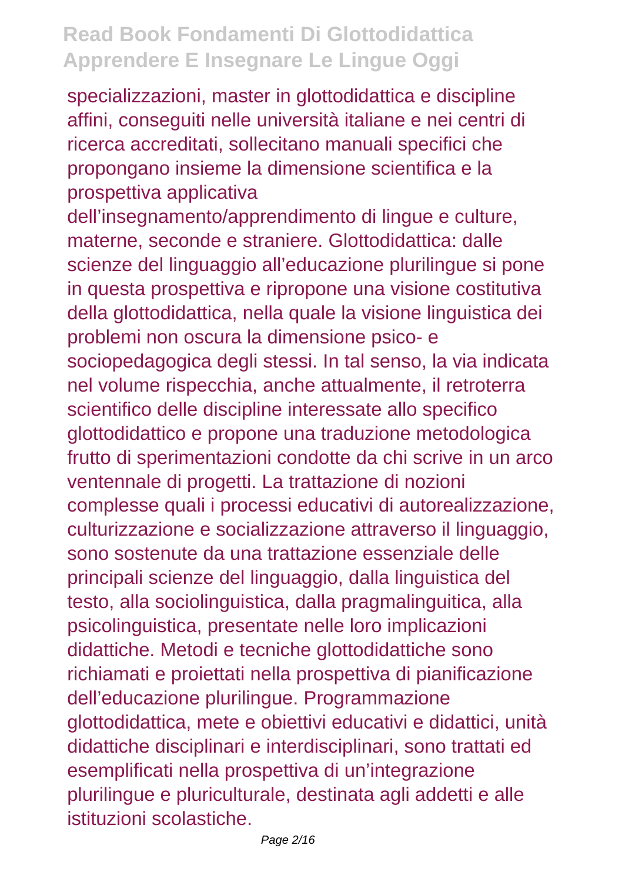specializzazioni, master in glottodidattica e discipline affini, conseguiti nelle università italiane e nei centri di ricerca accreditati, sollecitano manuali specifici che propongano insieme la dimensione scientifica e la prospettiva applicativa dell'insegnamento/apprendimento di lingue e culture, materne, seconde e straniere. Glottodidattica: dalle scienze del linguaggio all'educazione plurilingue si pone in questa prospettiva e ripropone una visione costitutiva della glottodidattica, nella quale la visione linguistica dei problemi non oscura la dimensione psico- e sociopedagogica degli stessi. In tal senso, la via indicata nel volume rispecchia, anche attualmente, il retroterra scientifico delle discipline interessate allo specifico glottodidattico e propone una traduzione metodologica frutto di sperimentazioni condotte da chi scrive in un arco ventennale di progetti. La trattazione di nozioni complesse quali i processi educativi di autorealizzazione, culturizzazione e socializzazione attraverso il linguaggio, sono sostenute da una trattazione essenziale delle principali scienze del linguaggio, dalla linguistica del testo, alla sociolinguistica, dalla pragmalinguitica, alla psicolinguistica, presentate nelle loro implicazioni didattiche. Metodi e tecniche glottodidattiche sono richiamati e proiettati nella prospettiva di pianificazione dell'educazione plurilingue. Programmazione glottodidattica, mete e obiettivi educativi e didattici, unità didattiche disciplinari e interdisciplinari, sono trattati ed esemplificati nella prospettiva di un'integrazione plurilingue e pluriculturale, destinata agli addetti e alle istituzioni scolastiche.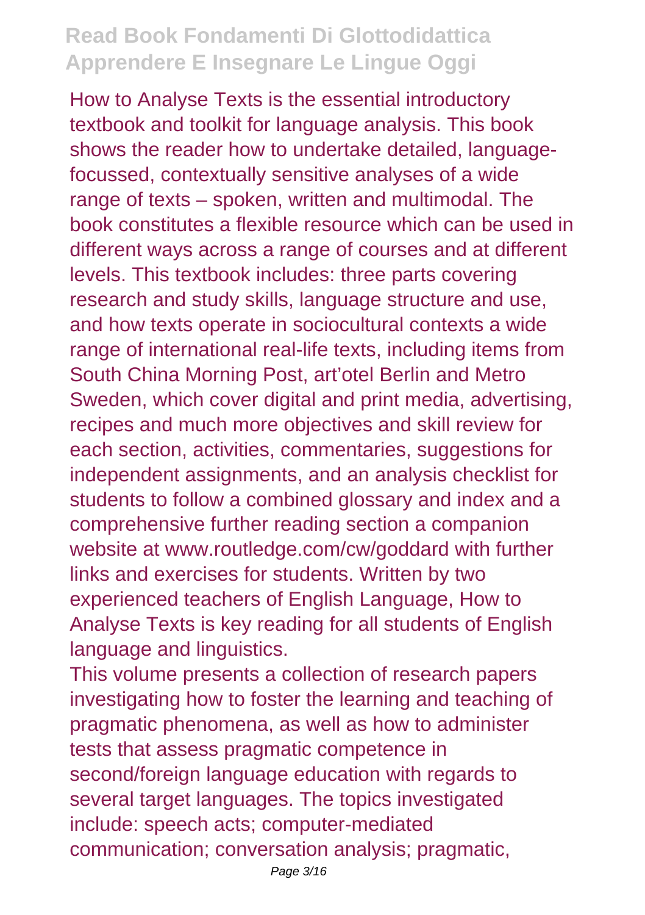How to Analyse Texts is the essential introductory textbook and toolkit for language analysis. This book shows the reader how to undertake detailed, language-focussed, contextually sensitive analyses of a wide range of texts – spoken, written and multimodal. The book constitutes a flexible resource which can be used in different ways across a range of courses and at different levels. This textbook includes: three parts covering research and study skills, language structure and use, and how texts operate in sociocultural contexts a wide range of international real-life texts, including items from South China Morning Post, art'otel Berlin and Metro Sweden, which cover digital and print media, advertising, recipes and much more objectives and skill review for each section, activities, commentaries, suggestions for independent assignments, and an analysis checklist for students to follow a combined glossary and index and a comprehensive further reading section a companion website at www.routledge.com/cw/goddard with further links and exercises for students. Written by two experienced teachers of English Language, How to Analyse Texts is key reading for all students of English language and linguistics.

This volume presents a collection of research papers investigating how to foster the learning and teaching of pragmatic phenomena, as well as how to administer tests that assess pragmatic competence in second/foreign language education with regards to several target languages. The topics investigated include: speech acts; computer-mediated communication; conversation analysis; pragmatic,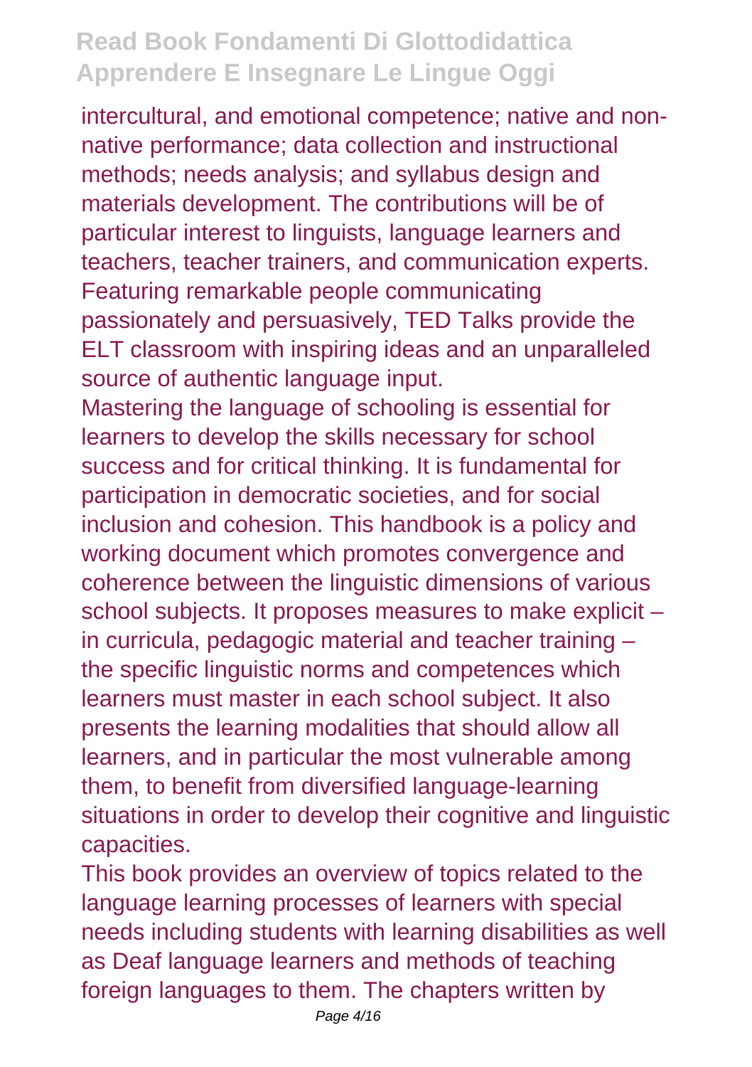intercultural, and emotional competence; native and non-native performance; data collection and instructional methods; needs analysis; and syllabus design and materials development. The contributions will be of particular interest to linguists, language learners and teachers, teacher trainers, and communication experts. Featuring remarkable people communicating passionately and persuasively, TED Talks provide the ELT classroom with inspiring ideas and an unparalleled source of authentic language input.

Mastering the language of schooling is essential for learners to develop the skills necessary for school success and for critical thinking. It is fundamental for participation in democratic societies, and for social inclusion and cohesion. This handbook is a policy and working document which promotes convergence and coherence between the linguistic dimensions of various school subjects. It proposes measures to make explicit – in curricula, pedagogic material and teacher training – the specific linguistic norms and competences which learners must master in each school subject. It also presents the learning modalities that should allow all learners, and in particular the most vulnerable among them, to benefit from diversified language-learning situations in order to develop their cognitive and linguistic capacities.

This book provides an overview of topics related to the language learning processes of learners with special needs including students with learning disabilities as well as Deaf language learners and methods of teaching foreign languages to them. The chapters written by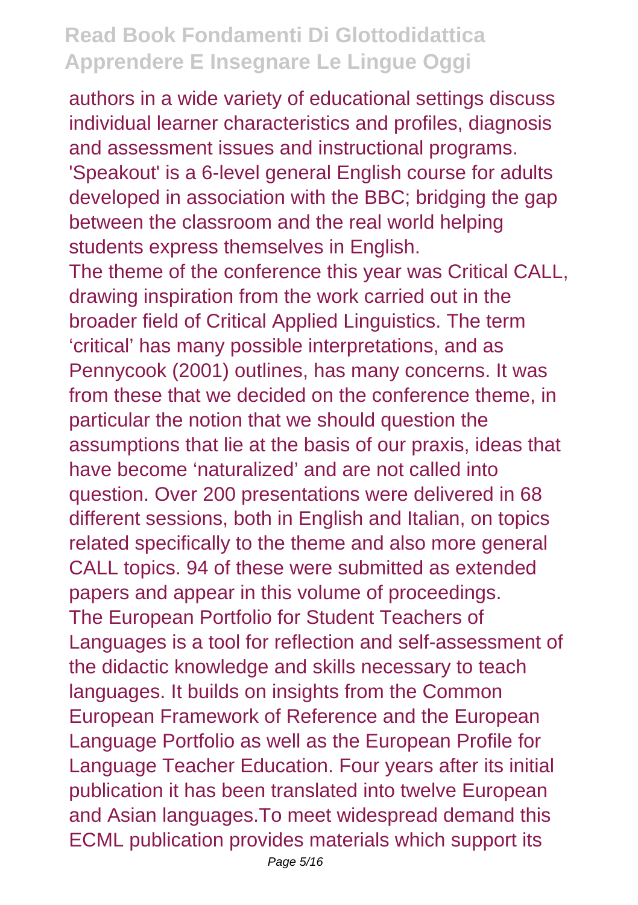authors in a wide variety of educational settings discuss individual learner characteristics and profiles, diagnosis and assessment issues and instructional programs.

'Speakout' is a 6-level general English course for adults developed in association with the BBC; bridging the gap between the classroom and the real world helping students express themselves in English.

The theme of the conference this year was Critical CALL, drawing inspiration from the work carried out in the broader field of Critical Applied Linguistics. The term 'critical' has many possible interpretations, and as Pennycook (2001) outlines, has many concerns. It was from these that we decided on the conference theme, in particular the notion that we should question the assumptions that lie at the basis of our praxis, ideas that have become 'naturalized' and are not called into question. Over 200 presentations were delivered in 68 different sessions, both in English and Italian, on topics related specifically to the theme and also more general CALL topics. 94 of these were submitted as extended papers and appear in this volume of proceedings.

The European Portfolio for Student Teachers of Languages is a tool for reflection and self-assessment of the didactic knowledge and skills necessary to teach languages. It builds on insights from the Common European Framework of Reference and the European Language Portfolio as well as the European Profile for Language Teacher Education. Four years after its initial publication it has been translated into twelve European and Asian languages.To meet widespread demand this ECML publication provides materials which support its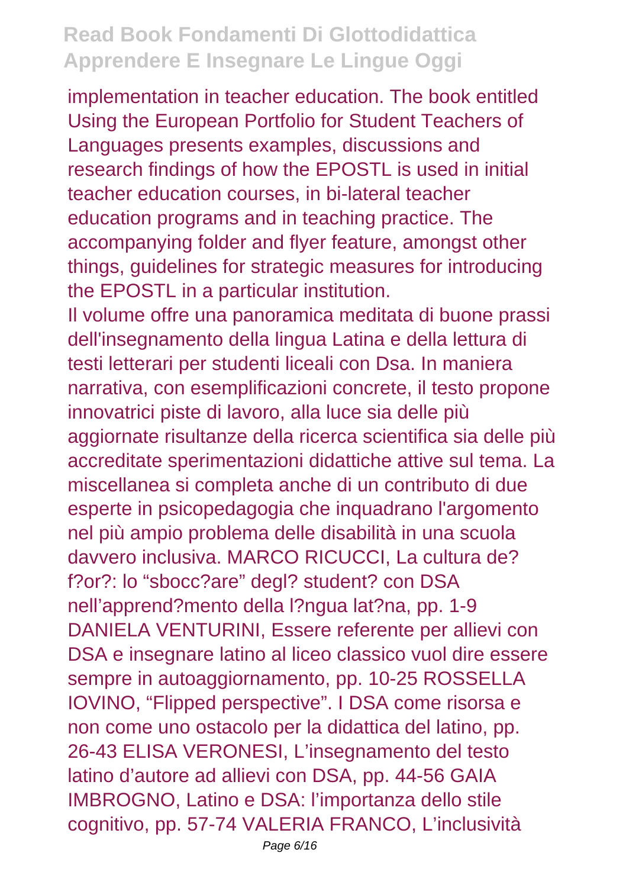implementation in teacher education. The book entitled Using the European Portfolio for Student Teachers of Languages presents examples, discussions and research findings of how the EPOSTL is used in initial teacher education courses, in bi-lateral teacher education programs and in teaching practice. The accompanying folder and flyer feature, amongst other things, guidelines for strategic measures for introducing the EPOSTL in a particular institution.

Il volume offre una panoramica meditata di buone prassi dell'insegnamento della lingua Latina e della lettura di testi letterari per studenti liceali con Dsa. In maniera narrativa, con esemplificazioni concrete, il testo propone innovatrici piste di lavoro, alla luce sia delle più aggiornate risultanze della ricerca scientifica sia delle più accreditate sperimentazioni didattiche attive sul tema. La miscellanea si completa anche di un contributo di due esperte in psicopedagogia che inquadrano l'argomento nel più ampio problema delle disabilità in una scuola davvero inclusiva. MARCO RICUCCI, La cultura de? f?or?: lo "sbocc?are" degl? student? con DSA nell'apprend?mento della l?ngua lat?na, pp. 1-9 DANIELA VENTURINI, Essere referente per allievi con DSA e insegnare latino al liceo classico vuol dire essere sempre in autoaggiornamento, pp. 10-25 ROSSELLA IOVINO, "Flipped perspective". I DSA come risorsa e non come uno ostacolo per la didattica del latino, pp. 26-43 ELISA VERONESI, L'insegnamento del testo latino d'autore ad allievi con DSA, pp. 44-56 GAIA IMBROGNO, Latino e DSA: l'importanza dello stile cognitivo, pp. 57-74 VALERIA FRANCO, L'inclusività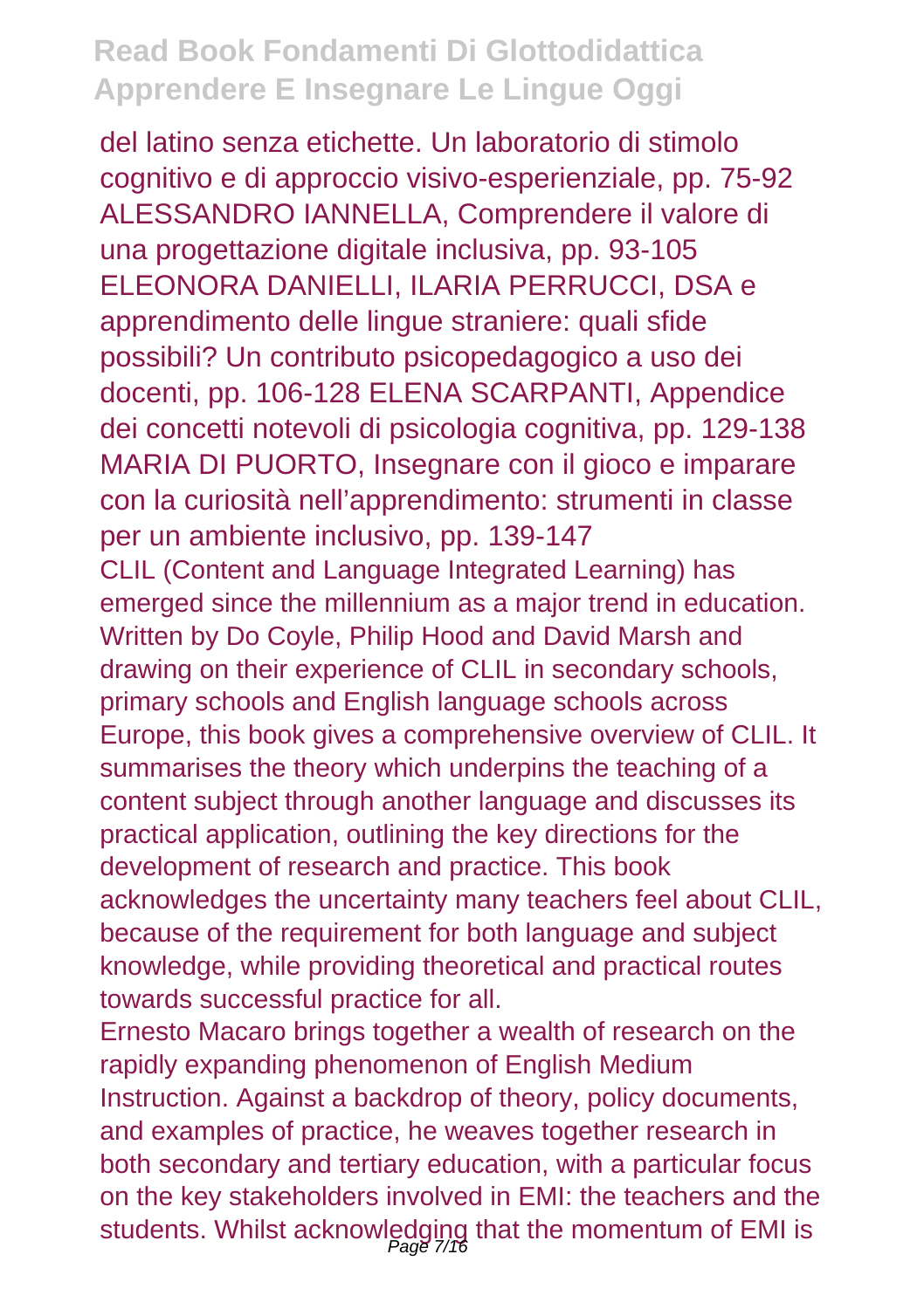del latino senza etichette. Un laboratorio di stimolo cognitivo e di approccio visivo-esperienziale, pp. 75-92 ALESSANDRO IANNELLA, Comprendere il valore di una progettazione digitale inclusiva, pp. 93-105 ELEONORA DANIELLI, ILARIA PERRUCCI, DSA e apprendimento delle lingue straniere: quali sfide possibili? Un contributo psicopedagogico a uso dei docenti, pp. 106-128 ELENA SCARPANTI, Appendice dei concetti notevoli di psicologia cognitiva, pp. 129-138 MARIA DI PUORTO, Insegnare con il gioco e imparare con la curiosità nell'apprendimento: strumenti in classe per un ambiente inclusivo, pp. 139-147

CLIL (Content and Language Integrated Learning) has emerged since the millennium as a major trend in education. Written by Do Coyle, Philip Hood and David Marsh and drawing on their experience of CLIL in secondary schools, primary schools and English language schools across Europe, this book gives a comprehensive overview of CLIL. It summarises the theory which underpins the teaching of a content subject through another language and discusses its practical application, outlining the key directions for the development of research and practice. This book acknowledges the uncertainty many teachers feel about CLIL, because of the requirement for both language and subject knowledge, while providing theoretical and practical routes towards successful practice for all.

Ernesto Macaro brings together a wealth of research on the rapidly expanding phenomenon of English Medium Instruction. Against a backdrop of theory, policy documents, and examples of practice, he weaves together research in both secondary and tertiary education, with a particular focus on the key stakeholders involved in EMI: the teachers and the students. Whilst acknowledging that the momentum of EMI is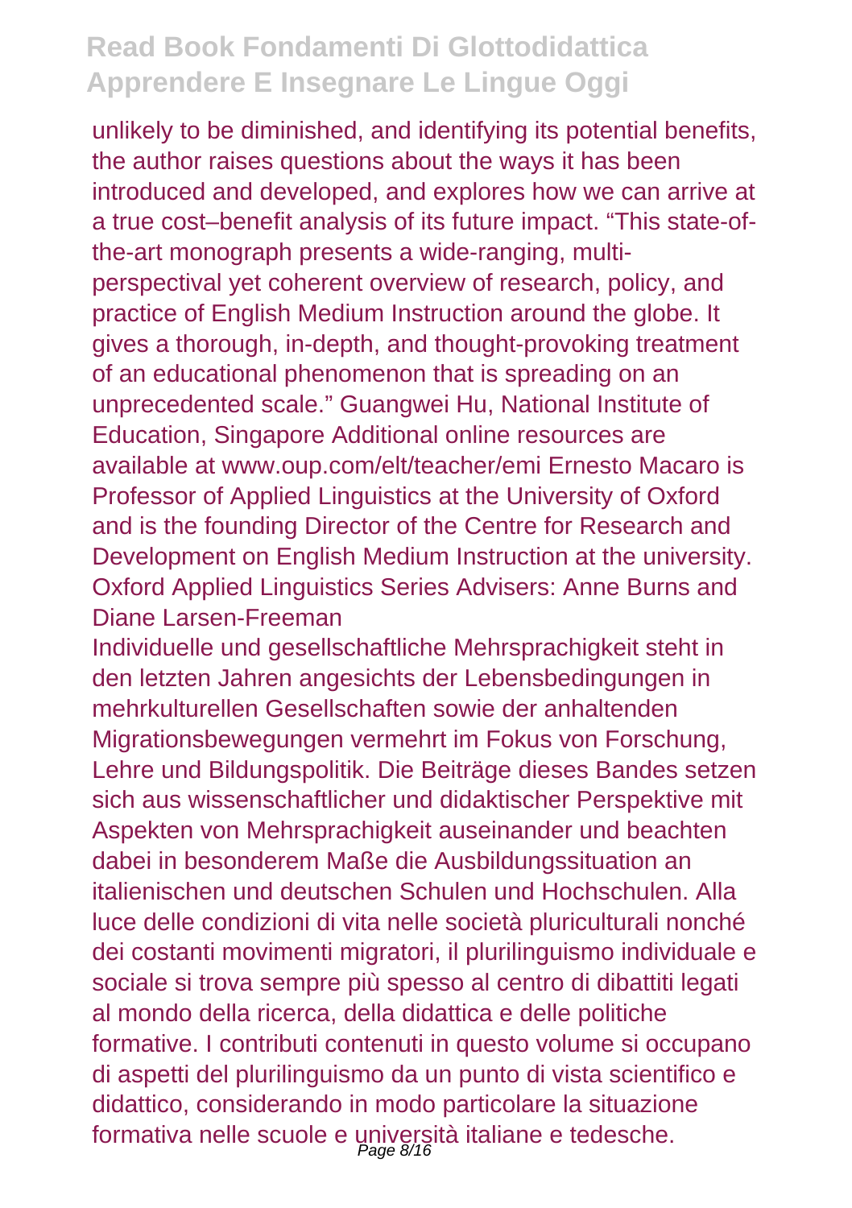unlikely to be diminished, and identifying its potential benefits, the author raises questions about the ways it has been introduced and developed, and explores how we can arrive at a true cost–benefit analysis of its future impact. “This state-of-the-art monograph presents a wide-ranging, multi-perspectival yet coherent overview of research, policy, and practice of English Medium Instruction around the globe. It gives a thorough, in-depth, and thought-provoking treatment of an educational phenomenon that is spreading on an unprecedented scale.” Guangwei Hu, National Institute of Education, Singapore Additional online resources are available at www.oup.com/elt/teacher/emi Ernesto Macaro is Professor of Applied Linguistics at the University of Oxford and is the founding Director of the Centre for Research and Development on English Medium Instruction at the university. Oxford Applied Linguistics Series Advisers: Anne Burns and Diane Larsen-Freeman

Individuelle und gesellschaftliche Mehrsprachigkeit steht in den letzten Jahren angesichts der Lebensbedingungen in mehrkulturellen Gesellschaften sowie der anhaltenden Migrationsbewegungen vermehrt im Fokus von Forschung, Lehre und Bildungspolitik. Die Beiträge dieses Bandes setzen sich aus wissenschaftlicher und didaktischer Perspektive mit Aspekten von Mehrsprachigkeit auseinander und beachten dabei in besonderem Maße die Ausbildungssituation an italienischen und deutschen Schulen und Hochschulen. Alla luce delle condizioni di vita nelle società pluriculturali nonché dei costanti movimenti migratori, il plurilinguismo individuale e sociale si trova sempre più spesso al centro di dibattiti legati al mondo della ricerca, della didattica e delle politiche formative. I contributi contenuti in questo volume si occupano di aspetti del plurilinguismo da un punto di vista scientifico e didattico, considerando in modo particolare la situazione formativa nelle scuole e università italiane e tedesche.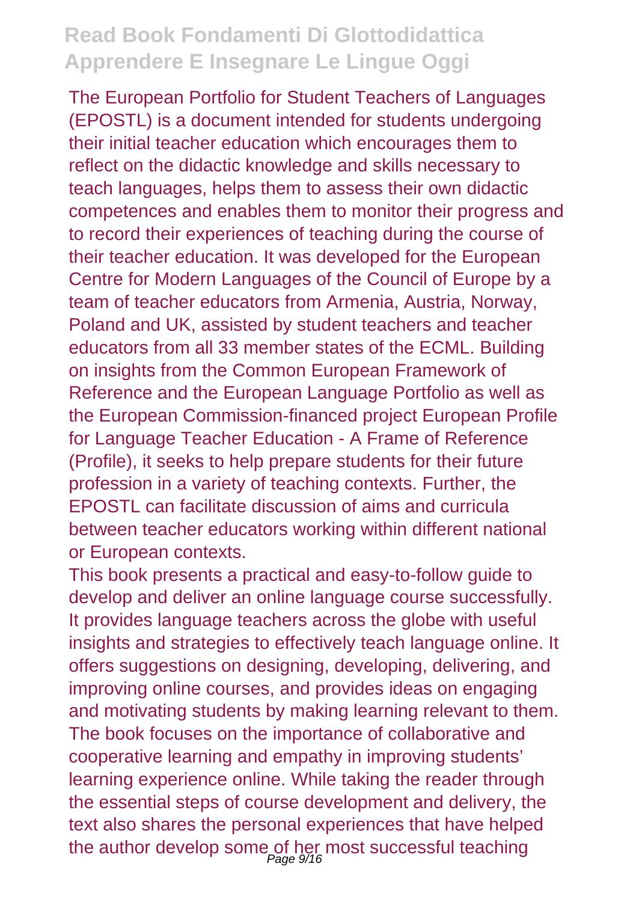The European Portfolio for Student Teachers of Languages (EPOSTL) is a document intended for students undergoing their initial teacher education which encourages them to reflect on the didactic knowledge and skills necessary to teach languages, helps them to assess their own didactic competences and enables them to monitor their progress and to record their experiences of teaching during the course of their teacher education. It was developed for the European Centre for Modern Languages of the Council of Europe by a team of teacher educators from Armenia, Austria, Norway, Poland and UK, assisted by student teachers and teacher educators from all 33 member states of the ECML. Building on insights from the Common European Framework of Reference and the European Language Portfolio as well as the European Commission-financed project European Profile for Language Teacher Education - A Frame of Reference (Profile), it seeks to help prepare students for their future profession in a variety of teaching contexts. Further, the EPOSTL can facilitate discussion of aims and curricula between teacher educators working within different national or European contexts.

This book presents a practical and easy-to-follow guide to develop and deliver an online language course successfully. It provides language teachers across the globe with useful insights and strategies to effectively teach language online. It offers suggestions on designing, developing, delivering, and improving online courses, and provides ideas on engaging and motivating students by making learning relevant to them. The book focuses on the importance of collaborative and cooperative learning and empathy in improving students' learning experience online. While taking the reader through the essential steps of course development and delivery, the text also shares the personal experiences that have helped the author develop some of her most successful teaching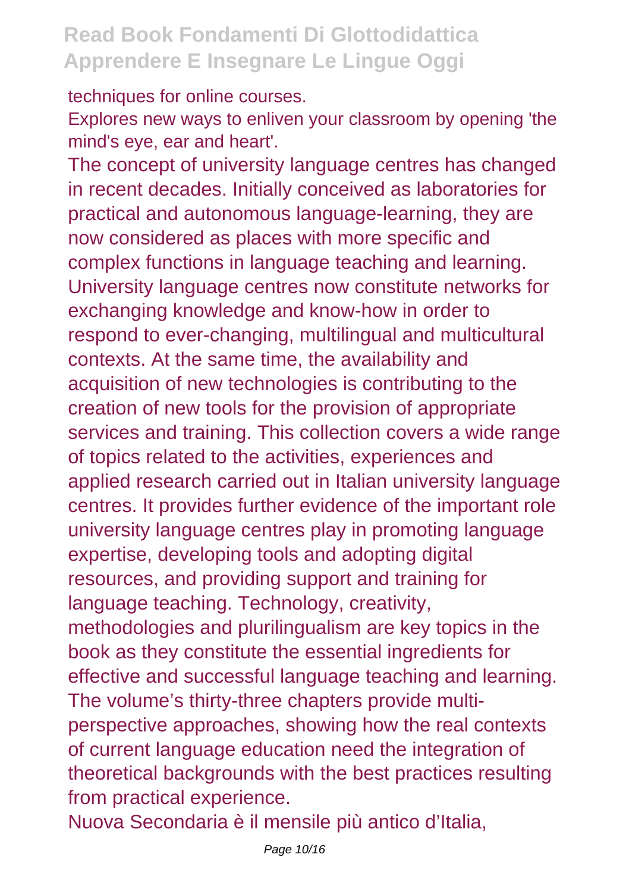techniques for online courses.

Explores new ways to enliven your classroom by opening 'the mind's eye, ear and heart'.

The concept of university language centres has changed in recent decades. Initially conceived as laboratories for practical and autonomous language-learning, they are now considered as places with more specific and complex functions in language teaching and learning. University language centres now constitute networks for exchanging knowledge and know-how in order to respond to ever-changing, multilingual and multicultural contexts. At the same time, the availability and acquisition of new technologies is contributing to the creation of new tools for the provision of appropriate services and training. This collection covers a wide range of topics related to the activities, experiences and applied research carried out in Italian university language centres. It provides further evidence of the important role university language centres play in promoting language expertise, developing tools and adopting digital resources, and providing support and training for language teaching. Technology, creativity, methodologies and plurilingualism are key topics in the book as they constitute the essential ingredients for effective and successful language teaching and learning. The volume's thirty-three chapters provide multi-perspective approaches, showing how the real contexts of current language education need the integration of theoretical backgrounds with the best practices resulting from practical experience.

Nuova Secondaria è il mensile più antico d'Italia,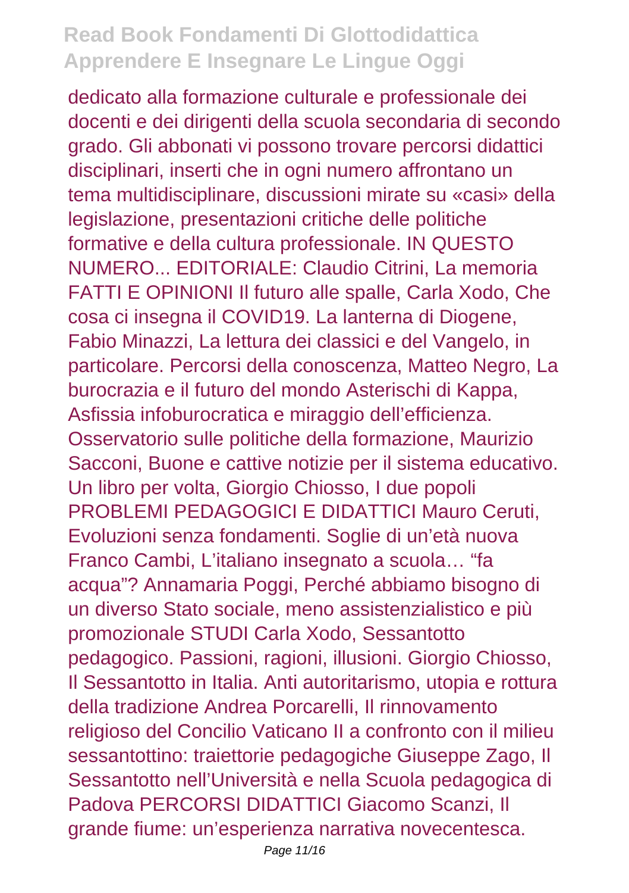dedicato alla formazione culturale e professionale dei docenti e dei dirigenti della scuola secondaria di secondo grado. Gli abbonati vi possono trovare percorsi didattici disciplinari, inserti che in ogni numero affrontano un tema multidisciplinare, discussioni mirate su «casi» della legislazione, presentazioni critiche delle politiche formative e della cultura professionale. IN QUESTO NUMERO... EDITORIALE: Claudio Citrini, La memoria FATTI E OPINIONI Il futuro alle spalle, Carla Xodo, Che cosa ci insegna il COVID19. La lanterna di Diogene, Fabio Minazzi, La lettura dei classici e del Vangelo, in particolare. Percorsi della conoscenza, Matteo Negro, La burocrazia e il futuro del mondo Asterischi di Kappa, Asfissia infoburocratica e miraggio dell'efficienza. Osservatorio sulle politiche della formazione, Maurizio Sacconi, Buone e cattive notizie per il sistema educativo. Un libro per volta, Giorgio Chiosso, I due popoli PROBLEMI PEDAGOGICI E DIDATTICI Mauro Ceruti, Evoluzioni senza fondamenti. Soglie di un'età nuova Franco Cambi, L'italiano insegnato a scuola… "fa acqua"? Annamaria Poggi, Perché abbiamo bisogno di un diverso Stato sociale, meno assistenzialistico e più promozionale STUDI Carla Xodo, Sessantotto pedagogico. Passioni, ragioni, illusioni. Giorgio Chiosso, Il Sessantotto in Italia. Anti autoritarismo, utopia e rottura della tradizione Andrea Porcarelli, Il rinnovamento religioso del Concilio Vaticano II a confronto con il milieu sessantottino: traiettorie pedagogiche Giuseppe Zago, Il Sessantotto nell'Università e nella Scuola pedagogica di Padova PERCORSI DIDATTICI Giacomo Scanzi, Il grande fiume: un'esperienza narrativa novecentesca.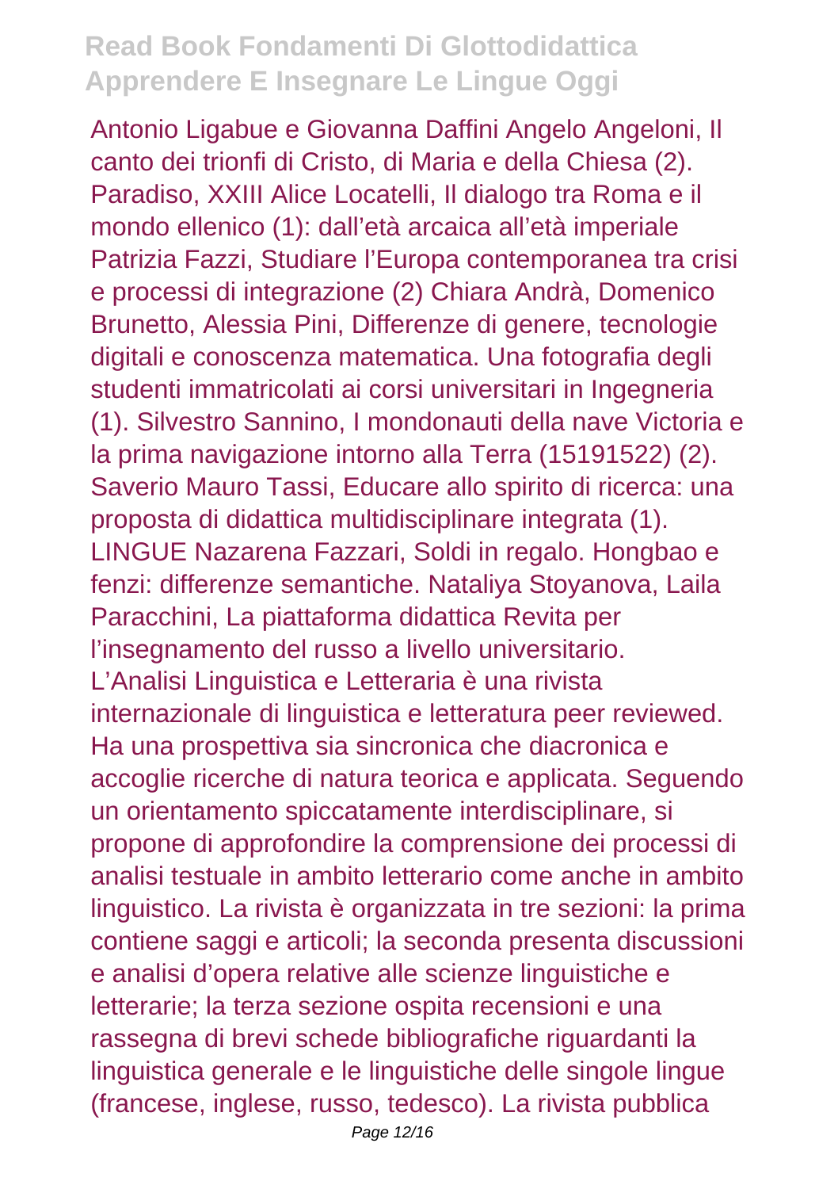Antonio Ligabue e Giovanna Daffini Angelo Angeloni, Il canto dei trionfi di Cristo, di Maria e della Chiesa (2). Paradiso, XXIII Alice Locatelli, Il dialogo tra Roma e il mondo ellenico (1): dall'età arcaica all'età imperiale Patrizia Fazzi, Studiare l'Europa contemporanea tra crisi e processi di integrazione (2) Chiara Andrà, Domenico Brunetto, Alessia Pini, Differenze di genere, tecnologie digitali e conoscenza matematica. Una fotografia degli studenti immatricolati ai corsi universitari in Ingegneria (1). Silvestro Sannino, I mondonauti della nave Victoria e la prima navigazione intorno alla Terra (15191522) (2). Saverio Mauro Tassi, Educare allo spirito di ricerca: una proposta di didattica multidisciplinare integrata (1). LINGUE Nazarena Fazzari, Soldi in regalo. Hongbao e fenzi: differenze semantiche. Nataliya Stoyanova, Laila Paracchini, La piattaforma didattica Revita per l'insegnamento del russo a livello universitario. L'Analisi Linguistica e Letteraria è una rivista internazionale di linguistica e letteratura peer reviewed. Ha una prospettiva sia sincronica che diacronica e accoglie ricerche di natura teorica e applicata. Seguendo un orientamento spiccatamente interdisciplinare, si propone di approfondire la comprensione dei processi di analisi testuale in ambito letterario come anche in ambito linguistico. La rivista è organizzata in tre sezioni: la prima contiene saggi e articoli; la seconda presenta discussioni e analisi d'opera relative alle scienze linguistiche e letterarie; la terza sezione ospita recensioni e una rassegna di brevi schede bibliografiche riguardanti la linguistica generale e le linguistiche delle singole lingue (francese, inglese, russo, tedesco). La rivista pubblica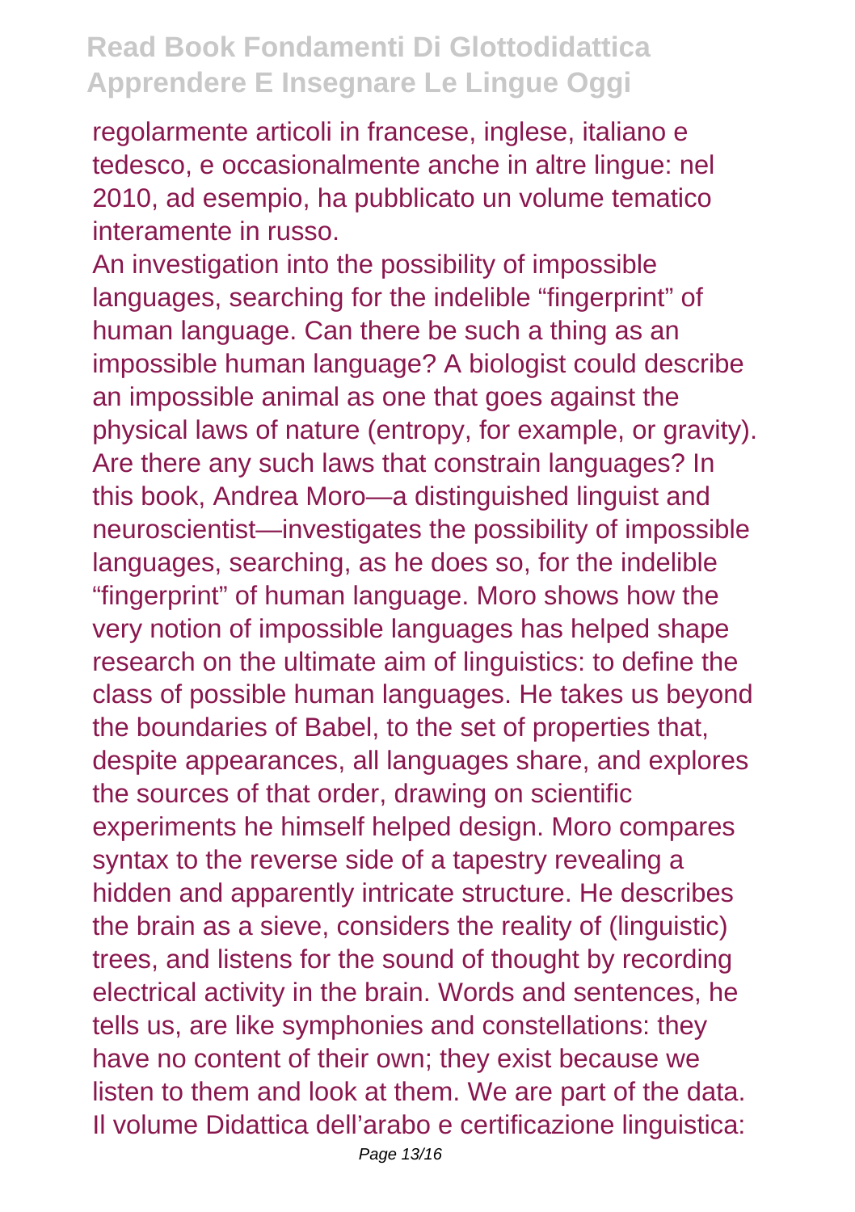regolarmente articoli in francese, inglese, italiano e tedesco, e occasionalmente anche in altre lingue: nel 2010, ad esempio, ha pubblicato un volume tematico interamente in russo.

An investigation into the possibility of impossible languages, searching for the indelible "fingerprint" of human language. Can there be such a thing as an impossible human language? A biologist could describe an impossible animal as one that goes against the physical laws of nature (entropy, for example, or gravity). Are there any such laws that constrain languages? In this book, Andrea Moro—a distinguished linguist and neuroscientist—investigates the possibility of impossible languages, searching, as he does so, for the indelible "fingerprint" of human language. Moro shows how the very notion of impossible languages has helped shape research on the ultimate aim of linguistics: to define the class of possible human languages. He takes us beyond the boundaries of Babel, to the set of properties that, despite appearances, all languages share, and explores the sources of that order, drawing on scientific experiments he himself helped design. Moro compares syntax to the reverse side of a tapestry revealing a hidden and apparently intricate structure. He describes the brain as a sieve, considers the reality of (linguistic) trees, and listens for the sound of thought by recording electrical activity in the brain. Words and sentences, he tells us, are like symphonies and constellations: they have no content of their own; they exist because we listen to them and look at them. We are part of the data.

Il volume Didattica dell'arabo e certificazione linguistica: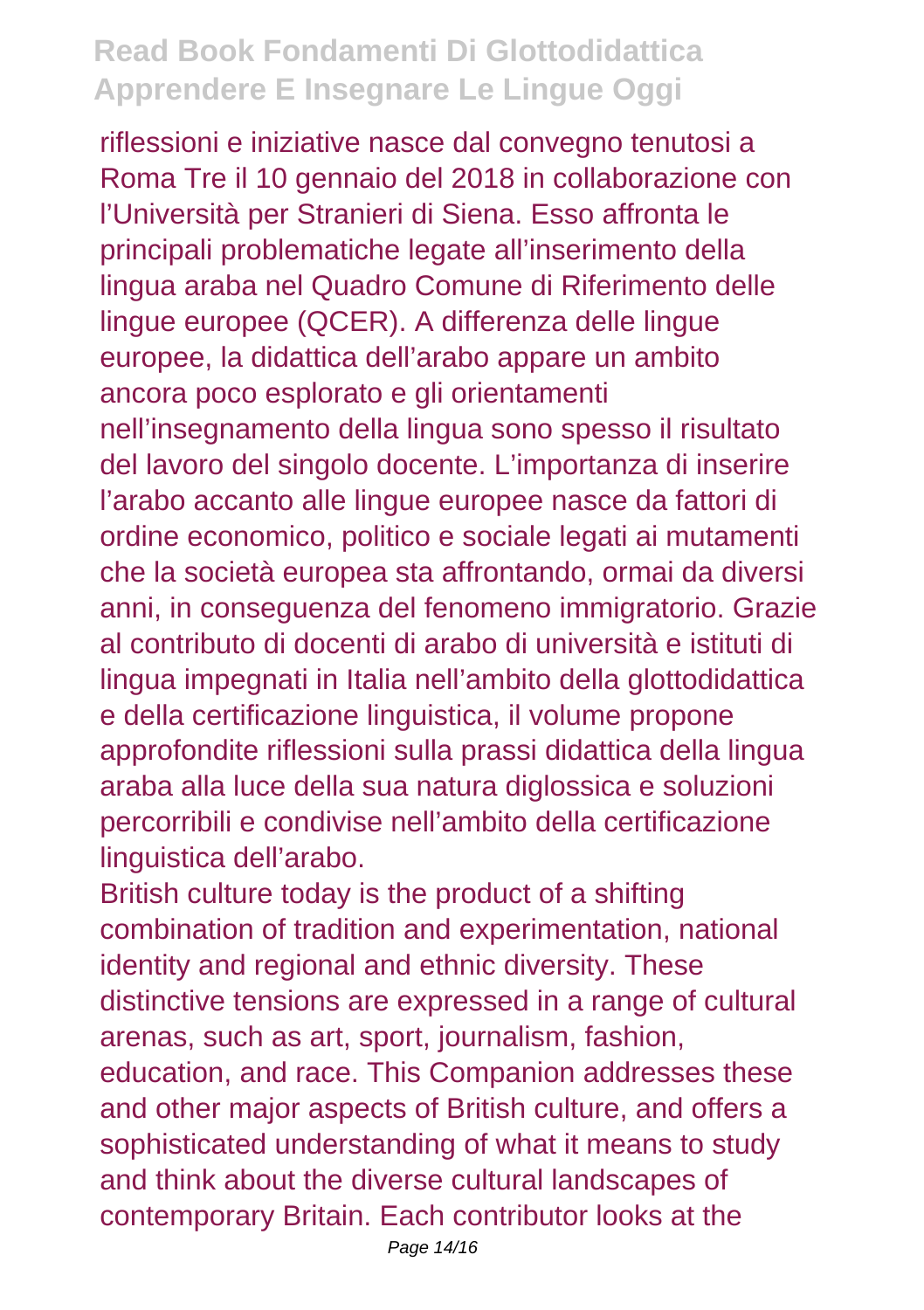riflessioni e iniziative nasce dal convegno tenutosi a Roma Tre il 10 gennaio del 2018 in collaborazione con l'Università per Stranieri di Siena. Esso affronta le principali problematiche legate all'inserimento della lingua araba nel Quadro Comune di Riferimento delle lingue europee (QCER). A differenza delle lingue europee, la didattica dell'arabo appare un ambito ancora poco esplorato e gli orientamenti nell'insegnamento della lingua sono spesso il risultato del lavoro del singolo docente. L'importanza di inserire l'arabo accanto alle lingue europee nasce da fattori di ordine economico, politico e sociale legati ai mutamenti che la società europea sta affrontando, ormai da diversi anni, in conseguenza del fenomeno immigratorio. Grazie al contributo di docenti di arabo di università e istituti di lingua impegnati in Italia nell'ambito della glottodidattica e della certificazione linguistica, il volume propone approfondite riflessioni sulla prassi didattica della lingua araba alla luce della sua natura diglossica e soluzioni percorribili e condivise nell'ambito della certificazione linguistica dell'arabo.

British culture today is the product of a shifting combination of tradition and experimentation, national identity and regional and ethnic diversity. These distinctive tensions are expressed in a range of cultural arenas, such as art, sport, journalism, fashion, education, and race. This Companion addresses these and other major aspects of British culture, and offers a sophisticated understanding of what it means to study and think about the diverse cultural landscapes of contemporary Britain. Each contributor looks at the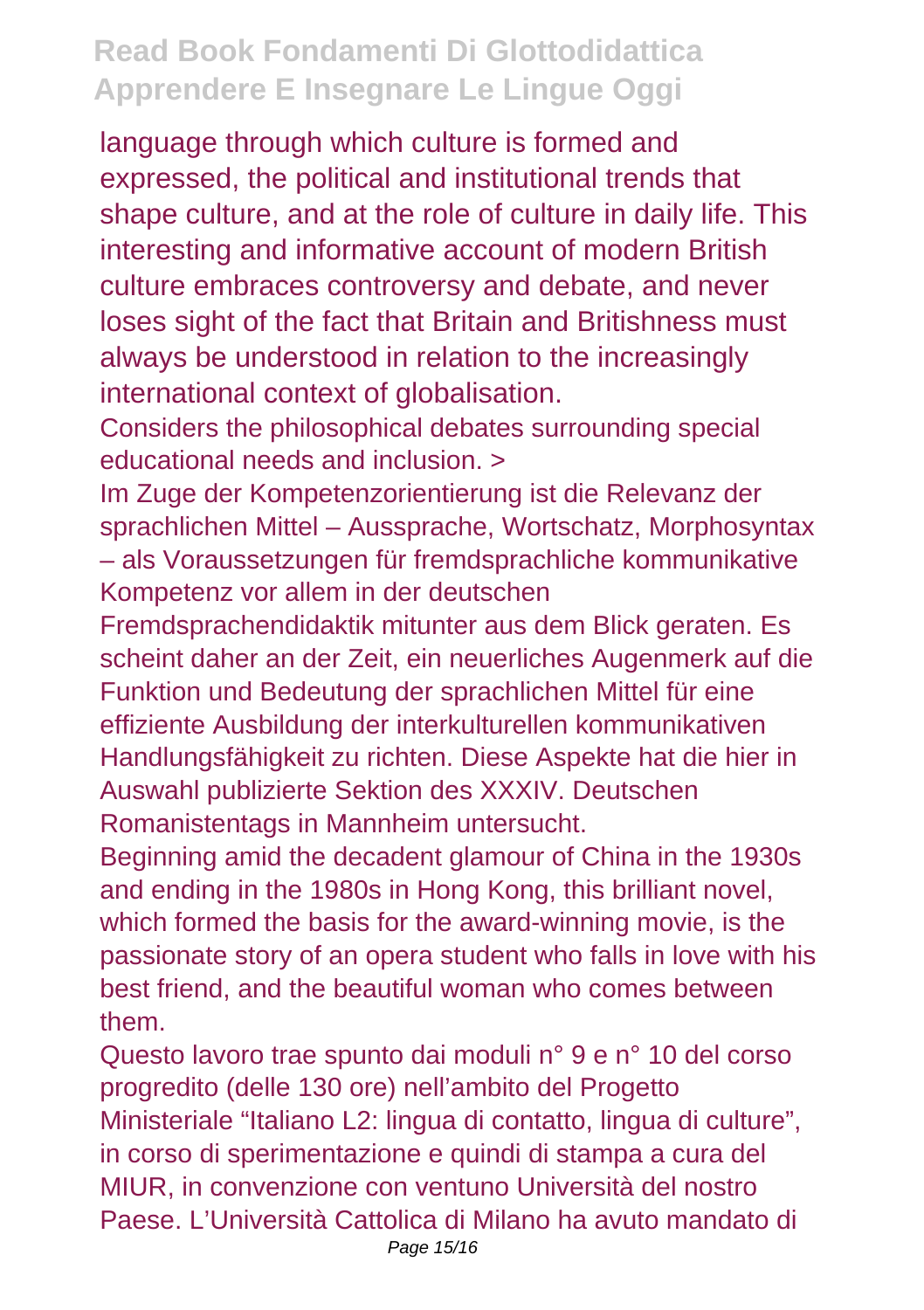language through which culture is formed and expressed, the political and institutional trends that shape culture, and at the role of culture in daily life. This interesting and informative account of modern British culture embraces controversy and debate, and never loses sight of the fact that Britain and Britishness must always be understood in relation to the increasingly international context of globalisation.

Considers the philosophical debates surrounding special educational needs and inclusion. >

Im Zuge der Kompetenzorientierung ist die Relevanz der sprachlichen Mittel – Aussprache, Wortschatz, Morphosyntax – als Voraussetzungen für fremdsprachliche kommunikative Kompetenz vor allem in der deutschen Fremdsprachendidaktik mitunter aus dem Blick geraten. Es scheint daher an der Zeit, ein neuerliches Augenmerk auf die Funktion und Bedeutung der sprachlichen Mittel für eine effiziente Ausbildung der interkulturellen kommunikativen Handlungsfähigkeit zu richten. Diese Aspekte hat die hier in Auswahl publizierte Sektion des XXXIV. Deutschen Romanistentags in Mannheim untersucht.

Beginning amid the decadent glamour of China in the 1930s and ending in the 1980s in Hong Kong, this brilliant novel, which formed the basis for the award-winning movie, is the passionate story of an opera student who falls in love with his best friend, and the beautiful woman who comes between them.

Questo lavoro trae spunto dai moduli n° 9 e n° 10 del corso progredito (delle 130 ore) nell'ambito del Progetto Ministeriale "Italiano L2: lingua di contatto, lingua di culture", in corso di sperimentazione e quindi di stampa a cura del MIUR, in convenzione con ventuno Università del nostro Paese. L'Università Cattolica di Milano ha avuto mandato di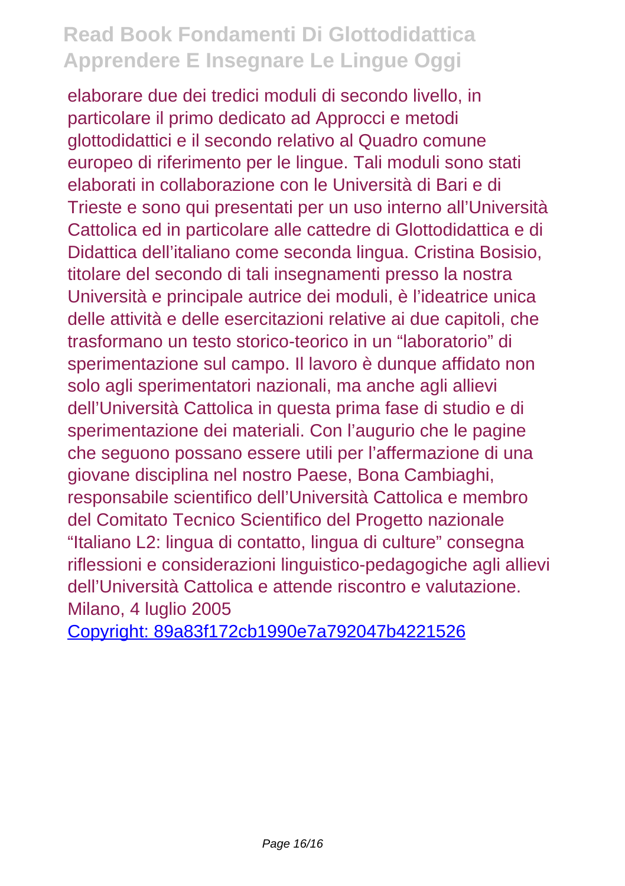elaborare due dei tredici moduli di secondo livello, in particolare il primo dedicato ad Approcci e metodi glottodidattici e il secondo relativo al Quadro comune europeo di riferimento per le lingue. Tali moduli sono stati elaborati in collaborazione con le Università di Bari e di Trieste e sono qui presentati per un uso interno all'Università Cattolica ed in particolare alle cattedre di Glottodidattica e di Didattica dell'italiano come seconda lingua. Cristina Bosisio, titolare del secondo di tali insegnamenti presso la nostra Università e principale autrice dei moduli, è l'ideatrice unica delle attività e delle esercitazioni relative ai due capitoli, che trasformano un testo storico-teorico in un "laboratorio" di sperimentazione sul campo. Il lavoro è dunque affidato non solo agli sperimentatori nazionali, ma anche agli allievi dell'Università Cattolica in questa prima fase di studio e di sperimentazione dei materiali. Con l'augurio che le pagine che seguono possano essere utili per l'affermazione di una giovane disciplina nel nostro Paese, Bona Cambiaghi, responsabile scientifico dell'Università Cattolica e membro del Comitato Tecnico Scientifico del Progetto nazionale "Italiano L2: lingua di contatto, lingua di culture" consegna riflessioni e considerazioni linguistico-pedagogiche agli allievi dell'Università Cattolica e attende riscontro e valutazione. Milano, 4 luglio 2005

Copyright: 89a83f172cb1990e7a792047b4221526